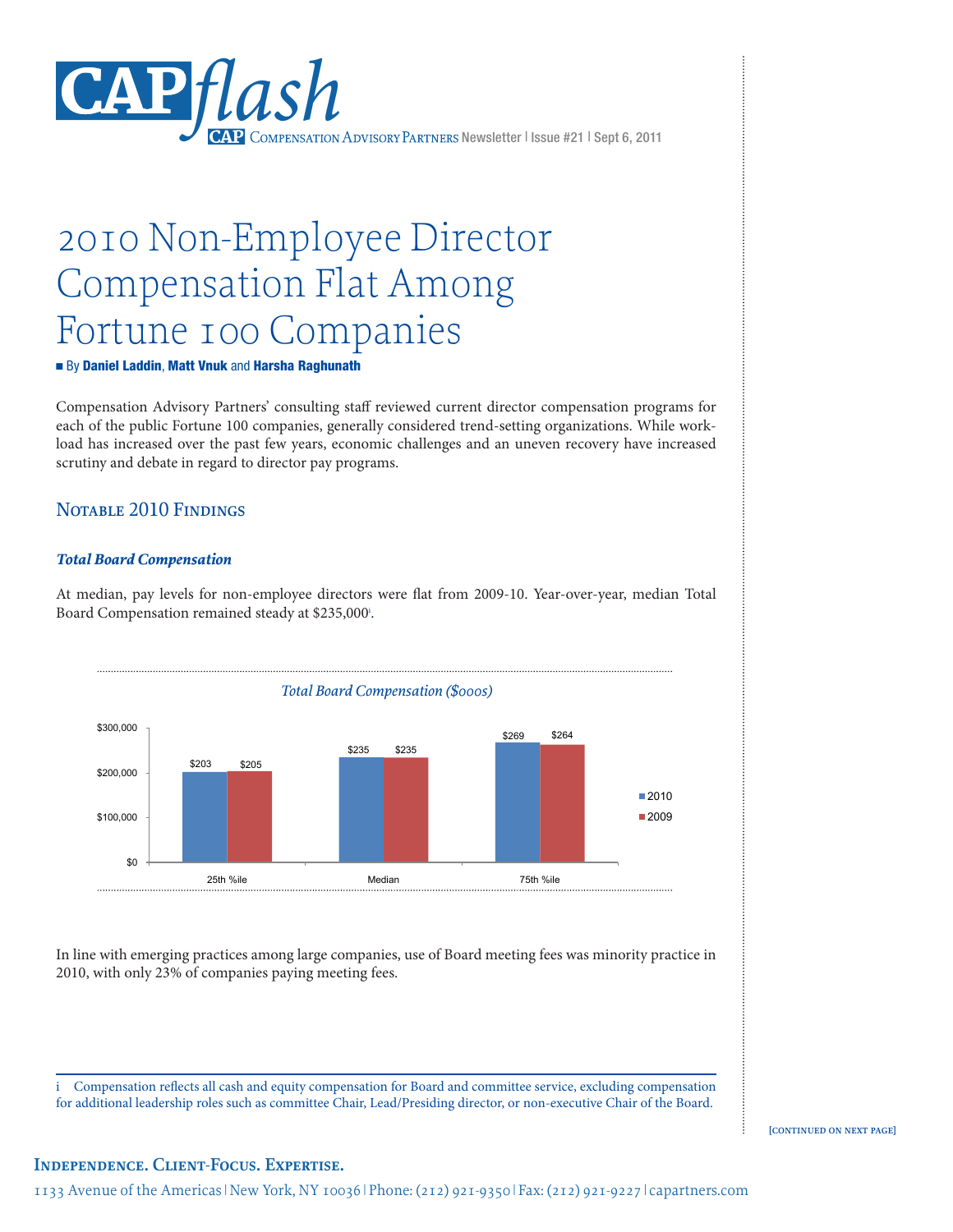# CAPflash

CAP Compensation Advisory Partners Newsletter | Issue #21 | Sept 6, 2011

# 2010 Non-Employee Director Compensation Flat Among Fortune 100 Companies

■ By **Daniel Laddin**, **Matt Vnuk** and **Harsha Raghunath**

Compensation Advisory Partners' consulting staff reviewed current director compensation programs for each of the public Fortune 100 companies, generally considered trend-setting organizations. While workload has increased over the past few years, economic challenges and an uneven recovery have increased scrutiny and debate in regard to director pay programs.

## Notable 2010 Findings

### *Total Board Compensation*

At median, pay levels for non-employee directors were flat from 2009-10. Year-over-year, median Total Board Compensation remained steady at $235,000[i].

*Total Board Compensation ($000s)*

| | 2010 | 2009 |
|---|---|---|
| 25th %ile | $203 | $205 |
| Median | $235 | $235 |
| 75th %ile | $269 | $264 |

In line with emerging practices among large companies, use of Board meeting fees was minority practice in 2010, with only 23% of companies paying meeting fees.

---

i Compensation reflects all cash and equity compensation for Board and committee service, excluding compensation for additional leadership roles such as committee Chair, Lead/Presiding director, or non-executive Chair of the Board.

[continued on next page]

**Independence. Client-Focus. Expertise.**

1133 Avenue of the Americas | New York, NY 10036 | Phone: (212) 921-9350 | Fax: (212) 921-9227 | capartners.com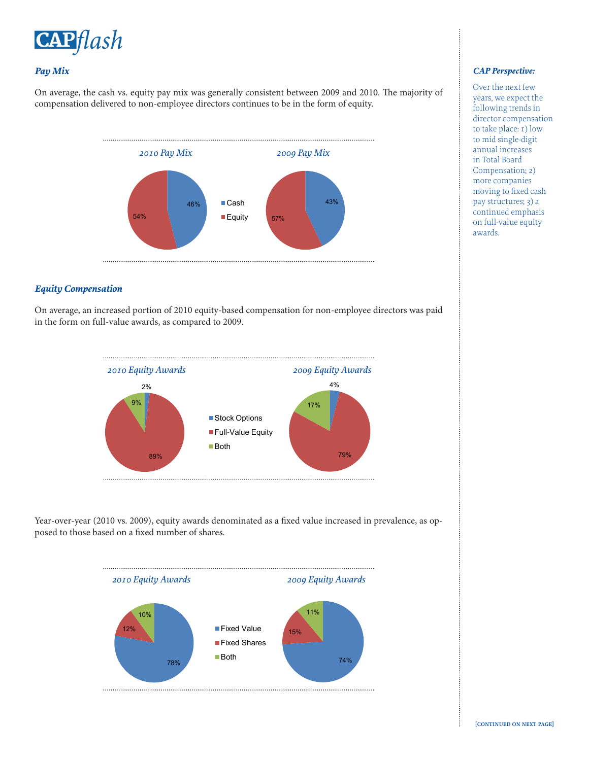## *Pay Mix*

On average, the cash vs. equity pay mix was generally consistent between 2009 and 2010. The majority of compensation delivered to non-employee directors continues to be in the form of equity.

*2010 Pay Mix*

| | 2010 | 2009 |
|---|---|---|
| Cash | 46% | 43% |
| Equity | 54% | 57% |

*2009 Pay Mix*

## *Equity Compensation*

On average, an increased portion of 2010 equity-based compensation for non-employee directors was paid in the form on full-value awards, as compared to 2009.

*2010 Equity Awards* / *2009 Equity Awards*

| | 2010 | 2009 |
|---|---|---|
| Stock Options | 2% | 4% |
| Full-Value Equity | 89% | 79% |
| Both | 9% | 17% |

Year-over-year (2010 vs. 2009), equity awards denominated as a fixed value increased in prevalence, as opposed to those based on a fixed number of shares.

*2010 Equity Awards* / *2009 Equity Awards*

| | 2010 | 2009 |
|---|---|---|
| Fixed Value | 78% | 74% |
| Fixed Shares | 12% | 15% |
| Both | 10% | 11% |

### *CAP Perspective:*

Over the next few years, we expect the following trends in director compensation to take place: 1) low to mid single-digit annual increases in Total Board Compensation; 2) more companies moving to fixed cash pay structures; 3) a continued emphasis on full-value equity awards.

[CONTINUED ON NEXT PAGE]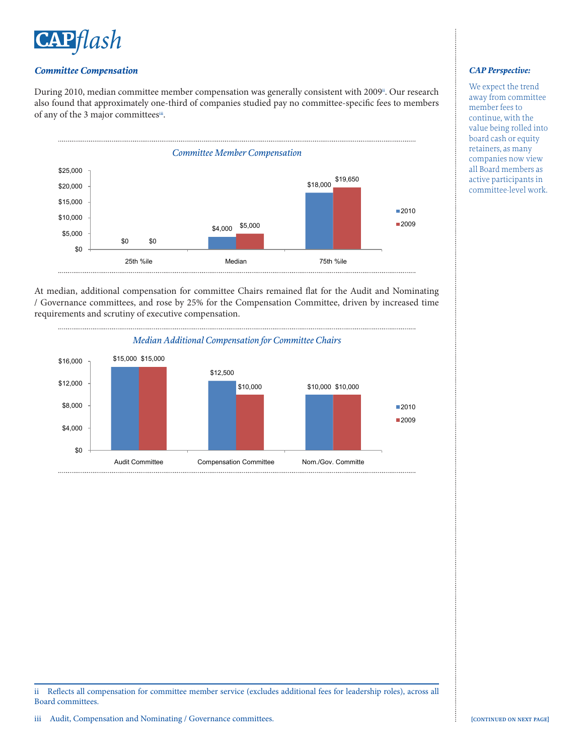### *Committee Compensation*

During 2010, median committee member compensation was generally consistent with 2009[ii]. Our research also found that approximately one-third of companies studied pay no committee-specific fees to members of any of the 3 major committees[iii].

*Committee Member Compensation*

| | 2010 | 2009 |
|---|---|---|
| 25th %ile | $0 | $0 |
| Median | $4,000 | $5,000 |
| 75th %ile | $18,000 | $19,650 |

At median, additional compensation for committee Chairs remained flat for the Audit and Nominating / Governance committees, and rose by 25% for the Compensation Committee, driven by increased time requirements and scrutiny of executive compensation.

*Median Additional Compensation for Committee Chairs*

| | 2010 | 2009 |
|---|---|---|
| Audit Committee | $15,000 | $15,000 |
| Compensation Committee | $12,500 | $10,000 |
| Nom./Gov. Committe | $10,000 | $10,000 |

### *CAP Perspective:*

We expect the trend away from committee member fees to continue, with the value being rolled into board cash or equity retainers, as many companies now view all Board members as active participants in committee-level work.

---

ii Reflects all compensation for committee member service (excludes additional fees for leadership roles), across all Board committees.

iii Audit, Compensation and Nominating / Governance committees.

[CONTINUED ON NEXT PAGE]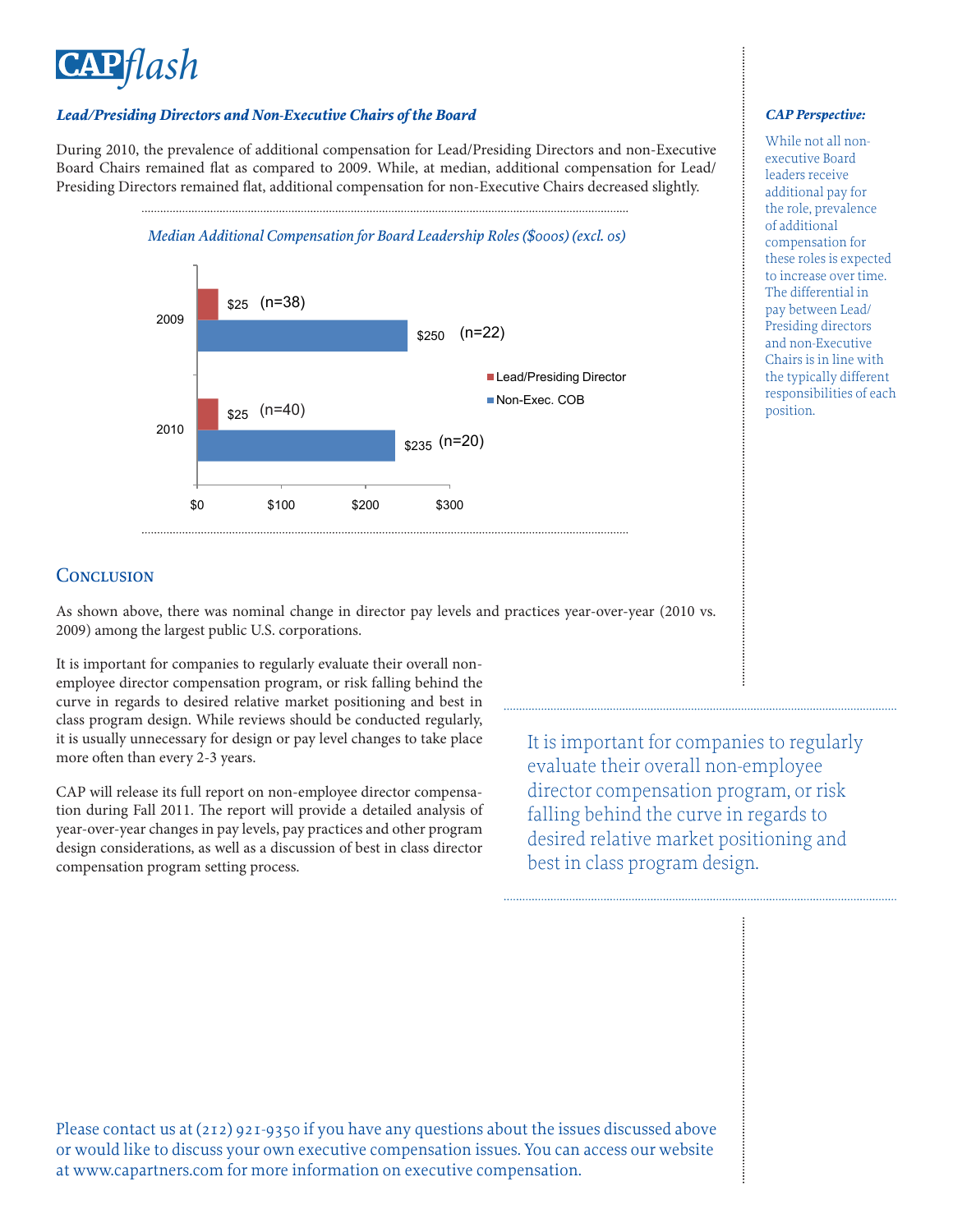# CAP*flash*

### *Lead/Presiding Directors and Non-Executive Chairs of the Board*

During 2010, the prevalence of additional compensation for Lead/Presiding Directors and non-Executive Board Chairs remained flat as compared to 2009. While, at median, additional compensation for Lead/Presiding Directors remained flat, additional compensation for non-Executive Chairs decreased slightly.

*Median Additional Compensation for Board Leadership Roles ($000s) (excl. 0s)*

2009
$25 (n=38)
$250 (n=22)

2010
$25 (n=40)
$235 (n=20)

$0
$100
$200
$300

Lead/Presiding Director
Non-Exec. COB

### *CAP Perspective:*

While not all non-executive Board leaders receive additional pay for the role, prevalence of additional compensation for these roles is expected to increase over time. The differential in pay between Lead/Presiding directors and non-Executive Chairs is in line with the typically different responsibilities of each position.

## Conclusion

As shown above, there was nominal change in director pay levels and practices year-over-year (2010 vs. 2009) among the largest public U.S. corporations.

It is important for companies to regularly evaluate their overall non-employee director compensation program, or risk falling behind the curve in regards to desired relative market positioning and best in class program design. While reviews should be conducted regularly, it is usually unnecessary for design or pay level changes to take place more often than every 2-3 years.

CAP will release its full report on non-employee director compensation during Fall 2011. The report will provide a detailed analysis of year-over-year changes in pay levels, pay practices and other program design considerations, as well as a discussion of best in class director compensation program setting process.

It is important for companies to regularly evaluate their overall non-employee director compensation program, or risk falling behind the curve in regards to desired relative market positioning and best in class program design.

Please contact us at (212) 921-9350 if you have any questions about the issues discussed above or would like to discuss your own executive compensation issues. You can access our website at www.capartners.com for more information on executive compensation.